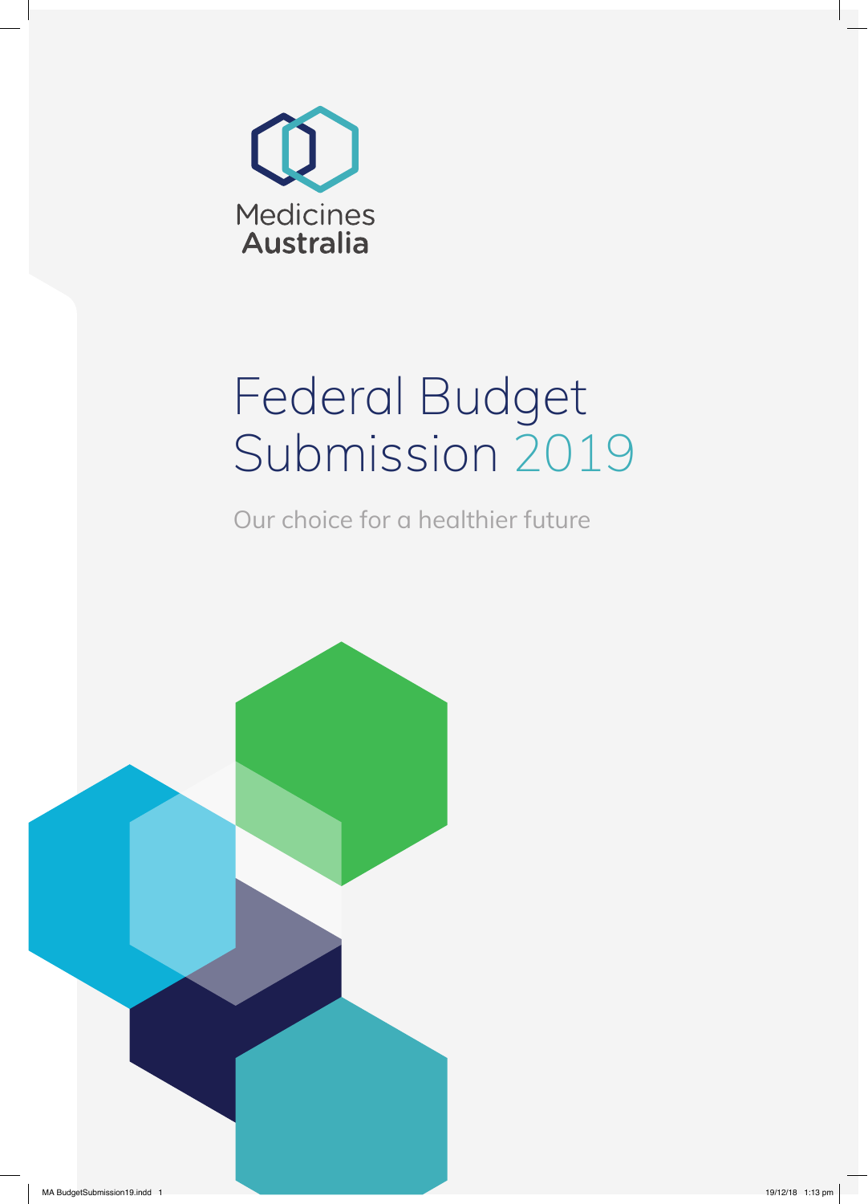Medicines Australia

# Federal Budget Submission 2019

Our choice for a healthier future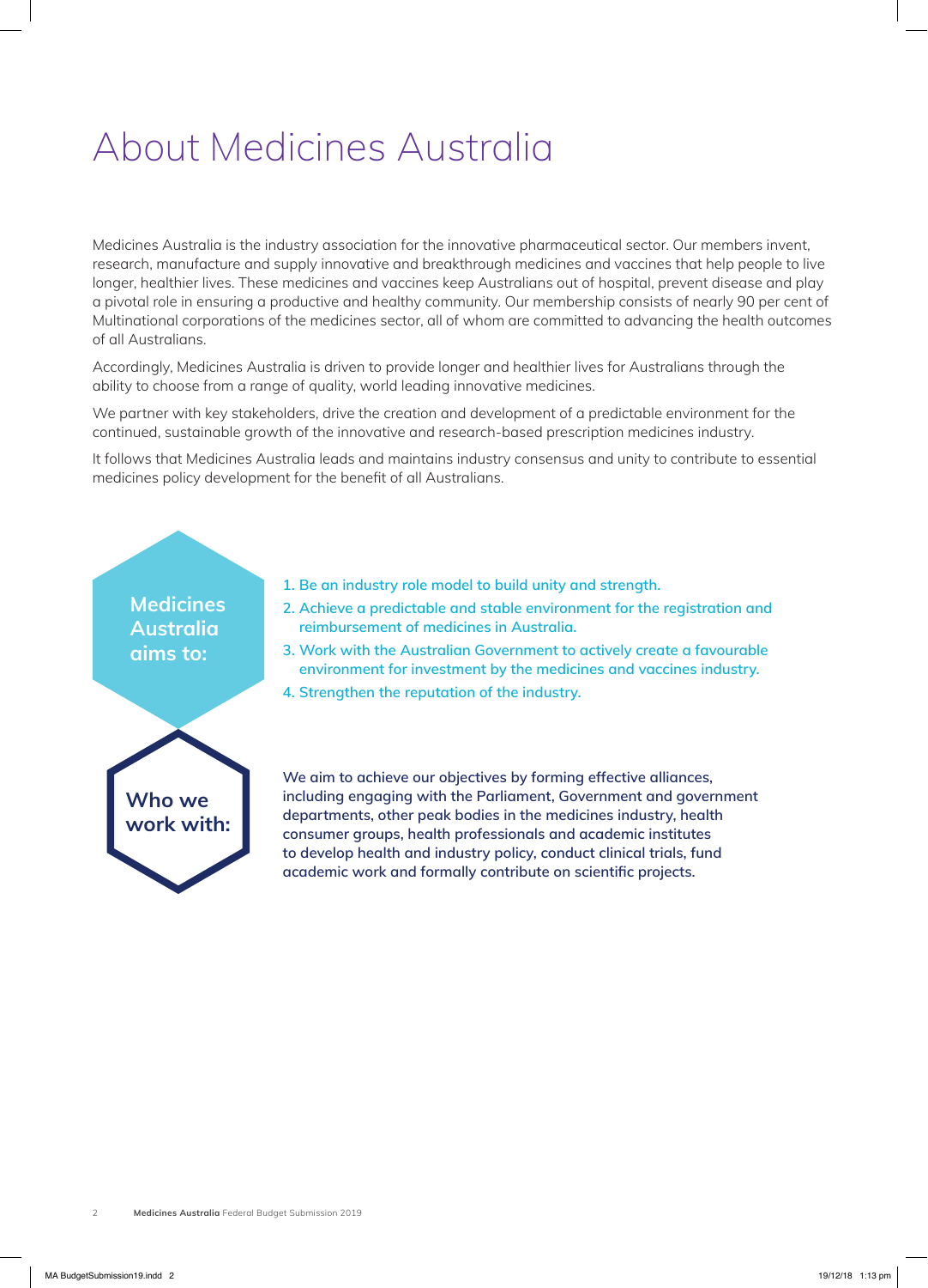# About Medicines Australia

Medicines Australia is the industry association for the innovative pharmaceutical sector. Our members invent, research, manufacture and supply innovative and breakthrough medicines and vaccines that help people to live longer, healthier lives. These medicines and vaccines keep Australians out of hospital, prevent disease and play a pivotal role in ensuring a productive and healthy community. Our membership consists of nearly 90 per cent of Multinational corporations of the medicines sector, all of whom are committed to advancing the health outcomes of all Australians.

Accordingly, Medicines Australia is driven to provide longer and healthier lives for Australians through the ability to choose from a range of quality, world leading innovative medicines.

We partner with key stakeholders, drive the creation and development of a predictable environment for the continued, sustainable growth of the innovative and research-based prescription medicines industry.

It follows that Medicines Australia leads and maintains industry consensus and unity to contribute to essential medicines policy development for the benefit of all Australians.

**Medicines Australia aims to:**

1. Be an industry role model to build unity and strength.
2. Achieve a predictable and stable environment for the registration and reimbursement of medicines in Australia.
3. Work with the Australian Government to actively create a favourable environment for investment by the medicines and vaccines industry.
4. Strengthen the reputation of the industry.

**Who we work with:**

**We aim to achieve our objectives by forming effective alliances, including engaging with the Parliament, Government and government departments, other peak bodies in the medicines industry, health consumer groups, health professionals and academic institutes to develop health and industry policy, conduct clinical trials, fund academic work and formally contribute on scientific projects.**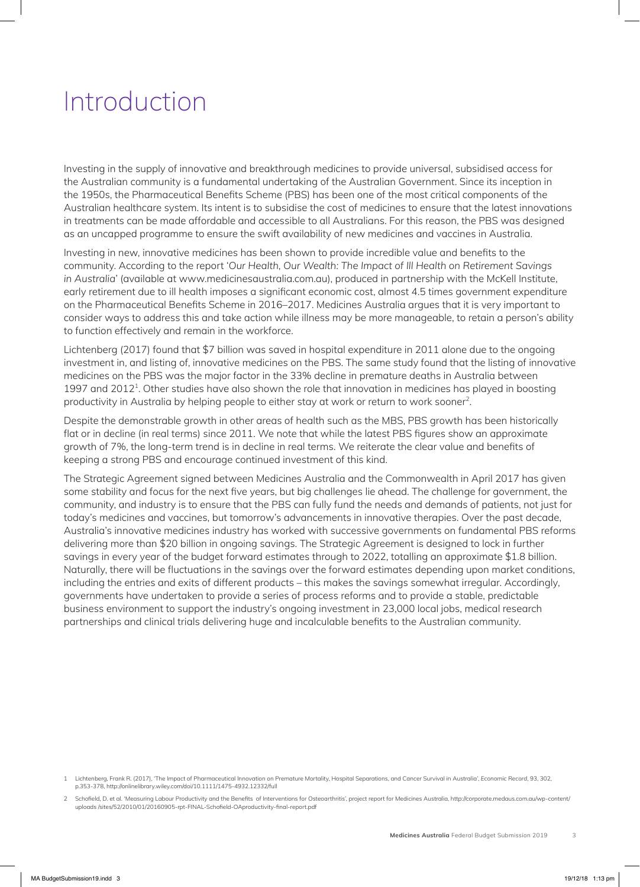# Introduction

Investing in the supply of innovative and breakthrough medicines to provide universal, subsidised access for the Australian community is a fundamental undertaking of the Australian Government. Since its inception in the 1950s, the Pharmaceutical Benefits Scheme (PBS) has been one of the most critical components of the Australian healthcare system. Its intent is to subsidise the cost of medicines to ensure that the latest innovations in treatments can be made affordable and accessible to all Australians. For this reason, the PBS was designed as an uncapped programme to ensure the swift availability of new medicines and vaccines in Australia.

Investing in new, innovative medicines has been shown to provide incredible value and benefits to the community. According to the report '*Our Health, Our Wealth: The Impact of Ill Health on Retirement Savings in Australia*' (available at www.medicinesaustralia.com.au), produced in partnership with the McKell Institute, early retirement due to ill health imposes a significant economic cost, almost 4.5 times government expenditure on the Pharmaceutical Benefits Scheme in 2016–2017. Medicines Australia argues that it is very important to consider ways to address this and take action while illness may be more manageable, to retain a person's ability to function effectively and remain in the workforce.

Lichtenberg (2017) found that $7 billion was saved in hospital expenditure in 2011 alone due to the ongoing investment in, and listing of, innovative medicines on the PBS. The same study found that the listing of innovative medicines on the PBS was the major factor in the 33% decline in premature deaths in Australia between 1997 and 2012[1]. Other studies have also shown the role that innovation in medicines has played in boosting productivity in Australia by helping people to either stay at work or return to work sooner[2].

Despite the demonstrable growth in other areas of health such as the MBS, PBS growth has been historically flat or in decline (in real terms) since 2011. We note that while the latest PBS figures show an approximate growth of 7%, the long-term trend is in decline in real terms. We reiterate the clear value and benefits of keeping a strong PBS and encourage continued investment of this kind.

The Strategic Agreement signed between Medicines Australia and the Commonwealth in April 2017 has given some stability and focus for the next five years, but big challenges lie ahead. The challenge for government, the community, and industry is to ensure that the PBS can fully fund the needs and demands of patients, not just for today's medicines and vaccines, but tomorrow's advancements in innovative therapies. Over the past decade, Australia's innovative medicines industry has worked with successive governments on fundamental PBS reforms delivering more than $20 billion in ongoing savings. The Strategic Agreement is designed to lock in further savings in every year of the budget forward estimates through to 2022, totalling an approximate $1.8 billion. Naturally, there will be fluctuations in the savings over the forward estimates depending upon market conditions, including the entries and exits of different products – this makes the savings somewhat irregular. Accordingly, governments have undertaken to provide a series of process reforms and to provide a stable, predictable business environment to support the industry's ongoing investment in 23,000 local jobs, medical research partnerships and clinical trials delivering huge and incalculable benefits to the Australian community.

---

1 Lichtenberg, Frank R. (2017), 'The Impact of Pharmaceutical Innovation on Premature Mortality, Hospital Separations, and Cancer Survival in Australia', *Economic Record*, 93, 302, p.353-378, http://onlinelibrary.wiley.com/doi/10.1111/1475-4932.12332/full

2 Schofield, D. et al. 'Measuring Labour Productivity and the Benefits of Interventions for Osteoarthritis', project report for Medicines Australia, http://corporate.medaus.com.au/wp-content/uploads /sites/52/2010/01/20160905-rpt-FINAL-Schofield-OAproductivity-final-report.pdf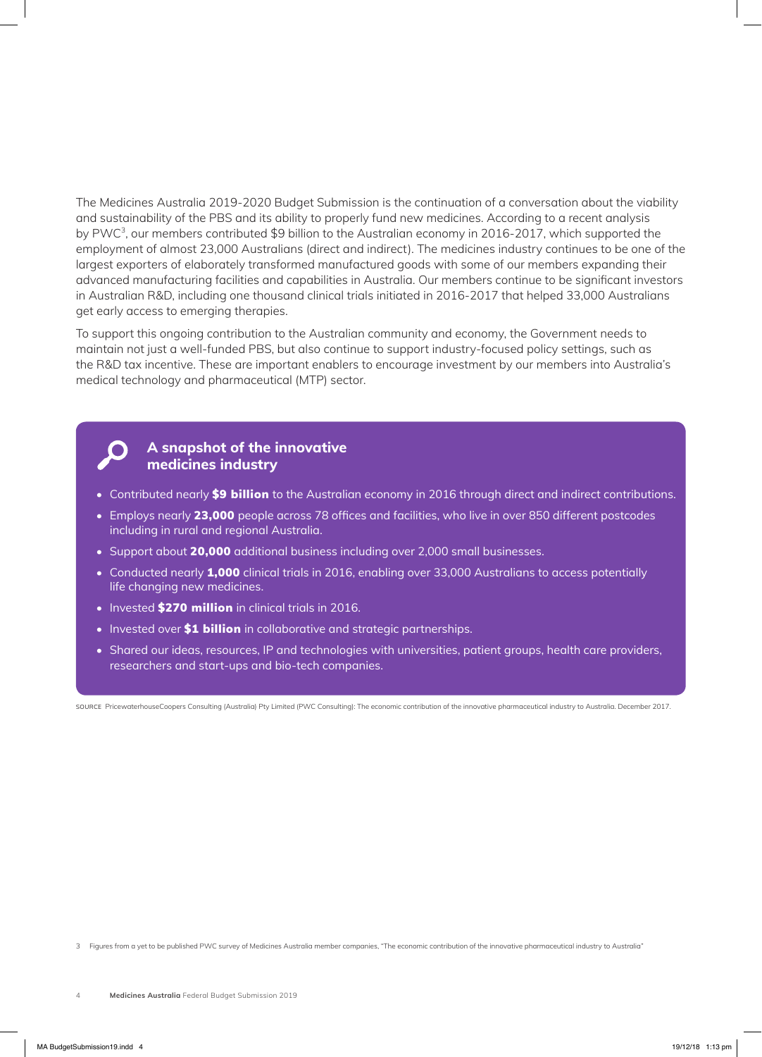The Medicines Australia 2019-2020 Budget Submission is the continuation of a conversation about the viability and sustainability of the PBS and its ability to properly fund new medicines. According to a recent analysis by PWC[3], our members contributed $9 billion to the Australian economy in 2016-2017, which supported the employment of almost 23,000 Australians (direct and indirect). The medicines industry continues to be one of the largest exporters of elaborately transformed manufactured goods with some of our members expanding their advanced manufacturing facilities and capabilities in Australia. Our members continue to be significant investors in Australian R&D, including one thousand clinical trials initiated in 2016-2017 that helped 33,000 Australians get early access to emerging therapies.

To support this ongoing contribution to the Australian community and economy, the Government needs to maintain not just a well-funded PBS, but also continue to support industry-focused policy settings, such as the R&D tax incentive. These are important enablers to encourage investment by our members into Australia's medical technology and pharmaceutical (MTP) sector.

## A snapshot of the innovative medicines industry

- Contributed nearly **$9 billion** to the Australian economy in 2016 through direct and indirect contributions.
- Employs nearly **23,000** people across 78 offices and facilities, who live in over 850 different postcodes including in rural and regional Australia.
- Support about **20,000** additional business including over 2,000 small businesses.
- Conducted nearly **1,000** clinical trials in 2016, enabling over 33,000 Australians to access potentially life changing new medicines.
- Invested **$270 million** in clinical trials in 2016.
- Invested over **$1 billion** in collaborative and strategic partnerships.
- Shared our ideas, resources, IP and technologies with universities, patient groups, health care providers, researchers and start-ups and bio-tech companies.

SOURCE PricewaterhouseCoopers Consulting (Australia) Pty Limited (PWC Consulting): The economic contribution of the innovative pharmaceutical industry to Australia. December 2017.

3 Figures from a yet to be published PWC survey of Medicines Australia member companies, "The economic contribution of the innovative pharmaceutical industry to Australia"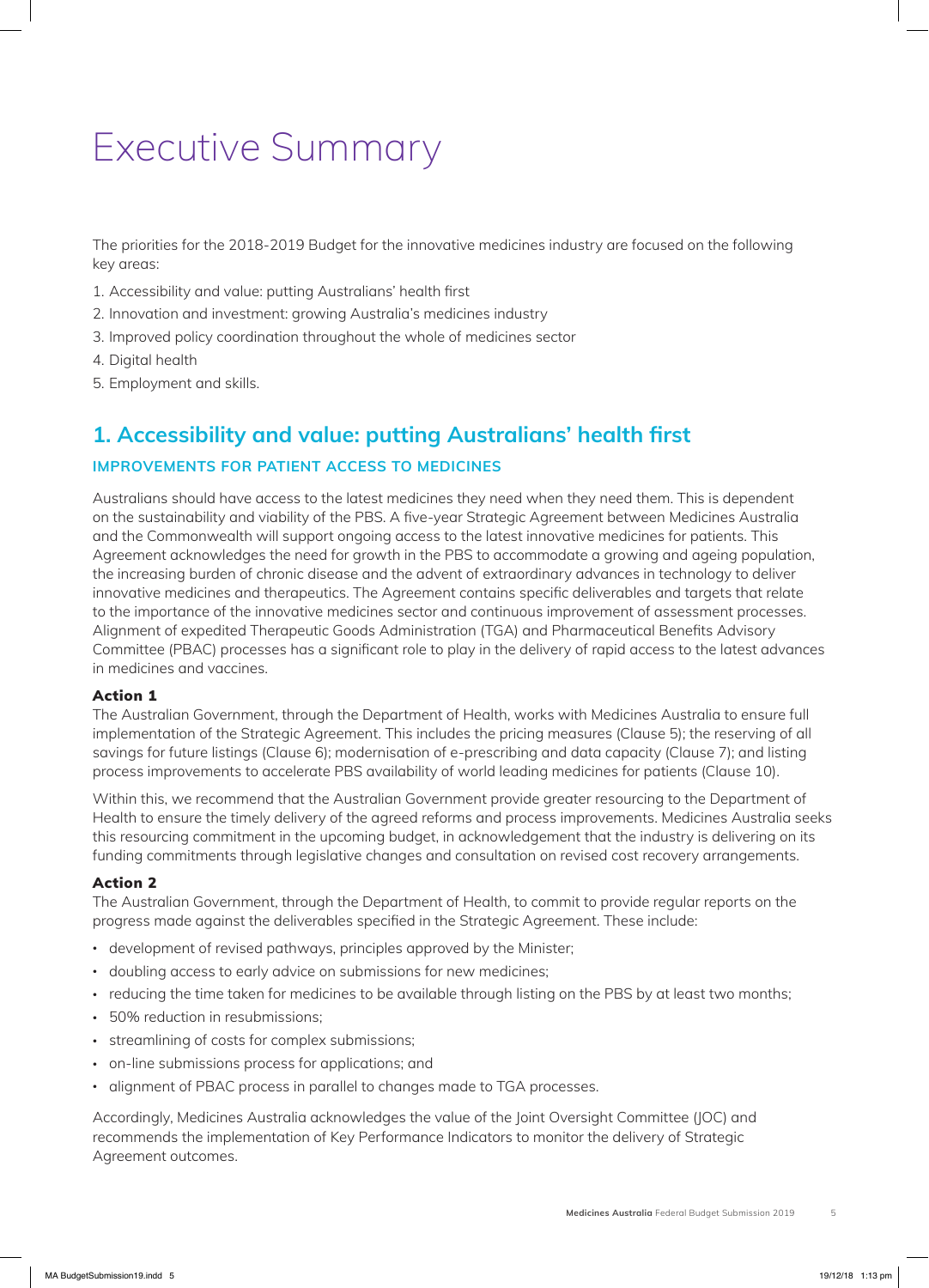# Executive Summary

The priorities for the 2018-2019 Budget for the innovative medicines industry are focused on the following key areas:

1. Accessibility and value: putting Australians' health first
2. Innovation and investment: growing Australia's medicines industry
3. Improved policy coordination throughout the whole of medicines sector
4. Digital health
5. Employment and skills.

## 1. Accessibility and value: putting Australians' health first

### IMPROVEMENTS FOR PATIENT ACCESS TO MEDICINES

Australians should have access to the latest medicines they need when they need them. This is dependent on the sustainability and viability of the PBS. A five-year Strategic Agreement between Medicines Australia and the Commonwealth will support ongoing access to the latest innovative medicines for patients. This Agreement acknowledges the need for growth in the PBS to accommodate a growing and ageing population, the increasing burden of chronic disease and the advent of extraordinary advances in technology to deliver innovative medicines and therapeutics. The Agreement contains specific deliverables and targets that relate to the importance of the innovative medicines sector and continuous improvement of assessment processes. Alignment of expedited Therapeutic Goods Administration (TGA) and Pharmaceutical Benefits Advisory Committee (PBAC) processes has a significant role to play in the delivery of rapid access to the latest advances in medicines and vaccines.

**Action 1**

The Australian Government, through the Department of Health, works with Medicines Australia to ensure full implementation of the Strategic Agreement. This includes the pricing measures (Clause 5); the reserving of all savings for future listings (Clause 6); modernisation of e-prescribing and data capacity (Clause 7); and listing process improvements to accelerate PBS availability of world leading medicines for patients (Clause 10).

Within this, we recommend that the Australian Government provide greater resourcing to the Department of Health to ensure the timely delivery of the agreed reforms and process improvements. Medicines Australia seeks this resourcing commitment in the upcoming budget, in acknowledgement that the industry is delivering on its funding commitments through legislative changes and consultation on revised cost recovery arrangements.

**Action 2**

The Australian Government, through the Department of Health, to commit to provide regular reports on the progress made against the deliverables specified in the Strategic Agreement. These include:

- development of revised pathways, principles approved by the Minister;
- doubling access to early advice on submissions for new medicines;
- reducing the time taken for medicines to be available through listing on the PBS by at least two months;
- 50% reduction in resubmissions;
- streamlining of costs for complex submissions;
- on-line submissions process for applications; and
- alignment of PBAC process in parallel to changes made to TGA processes.

Accordingly, Medicines Australia acknowledges the value of the Joint Oversight Committee (JOC) and recommends the implementation of Key Performance Indicators to monitor the delivery of Strategic Agreement outcomes.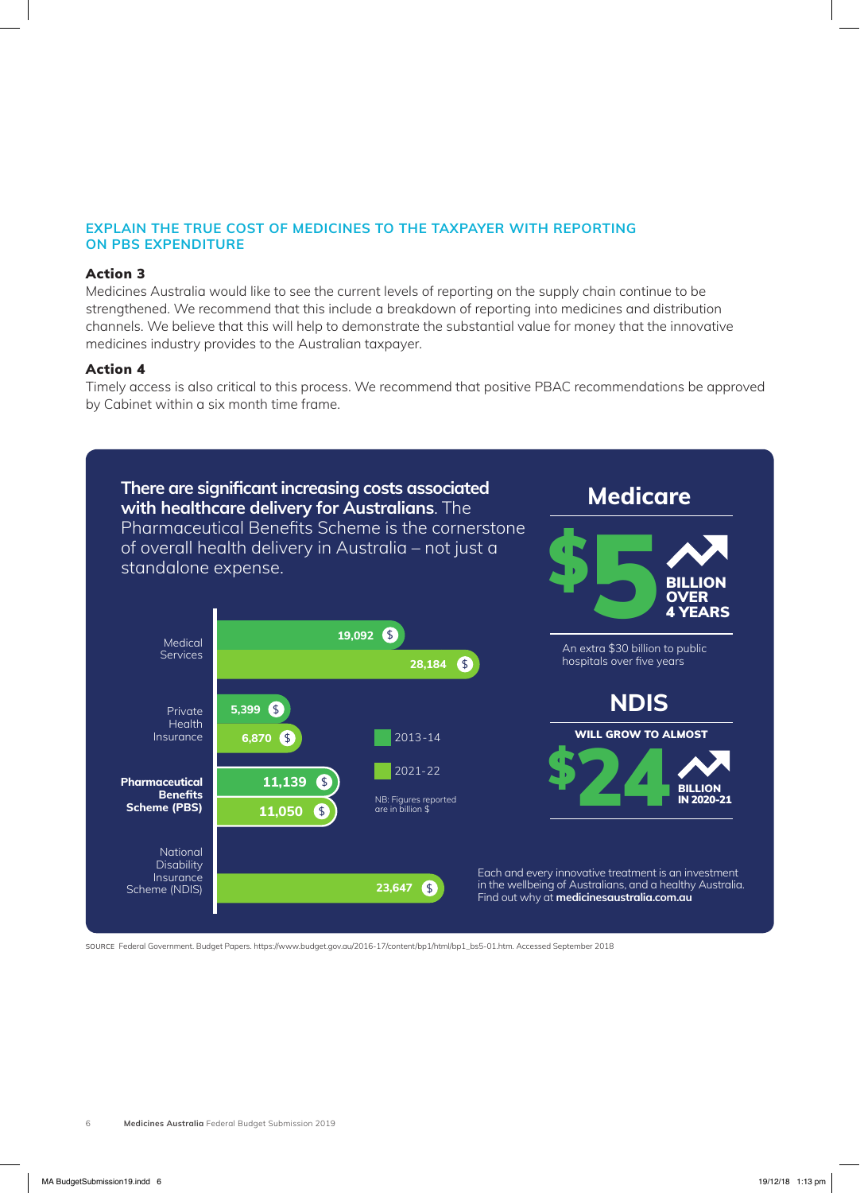## EXPLAIN THE TRUE COST OF MEDICINES TO THE TAXPAYER WITH REPORTING ON PBS EXPENDITURE

### Action 3

Medicines Australia would like to see the current levels of reporting on the supply chain continue to be strengthened. We recommend that this include a breakdown of reporting into medicines and distribution channels. We believe that this will help to demonstrate the substantial value for money that the innovative medicines industry provides to the Australian taxpayer.

### Action 4

Timely access is also critical to this process. We recommend that positive PBAC recommendations be approved by Cabinet within a six month time frame.

**There are significant increasing costs associated with healthcare delivery for Australians**. The Pharmaceutical Benefits Scheme is the cornerstone of overall health delivery in Australia – not just a standalone expense.

| | 2013-14 | 2021-22 |
|---|---|---|
| Medical Services | 19,092 | 28,184 |
| Private Health Insurance | 5,399 | 6,870 |
| **Pharmaceutical Benefits Scheme (PBS)** | 11,139 | 11,050 |
| National Disability Insurance Scheme (NDIS) | | 23,647 |

NB: Figures reported are in billion $

**Medicare**

**$5 BILLION OVER 4 YEARS**

An extra $30 billion to public hospitals over five years

**NDIS**

**WILL GROW TO ALMOST $24 BILLION IN 2020-21**

Each and every innovative treatment is an investment in the wellbeing of Australians, and a healthy Australia. Find out why at **medicinesaustralia.com.au**

SOURCE Federal Government. Budget Papers. https://www.budget.gov.au/2016-17/content/bp1/html/bp1_bs5-01.htm. Accessed September 2018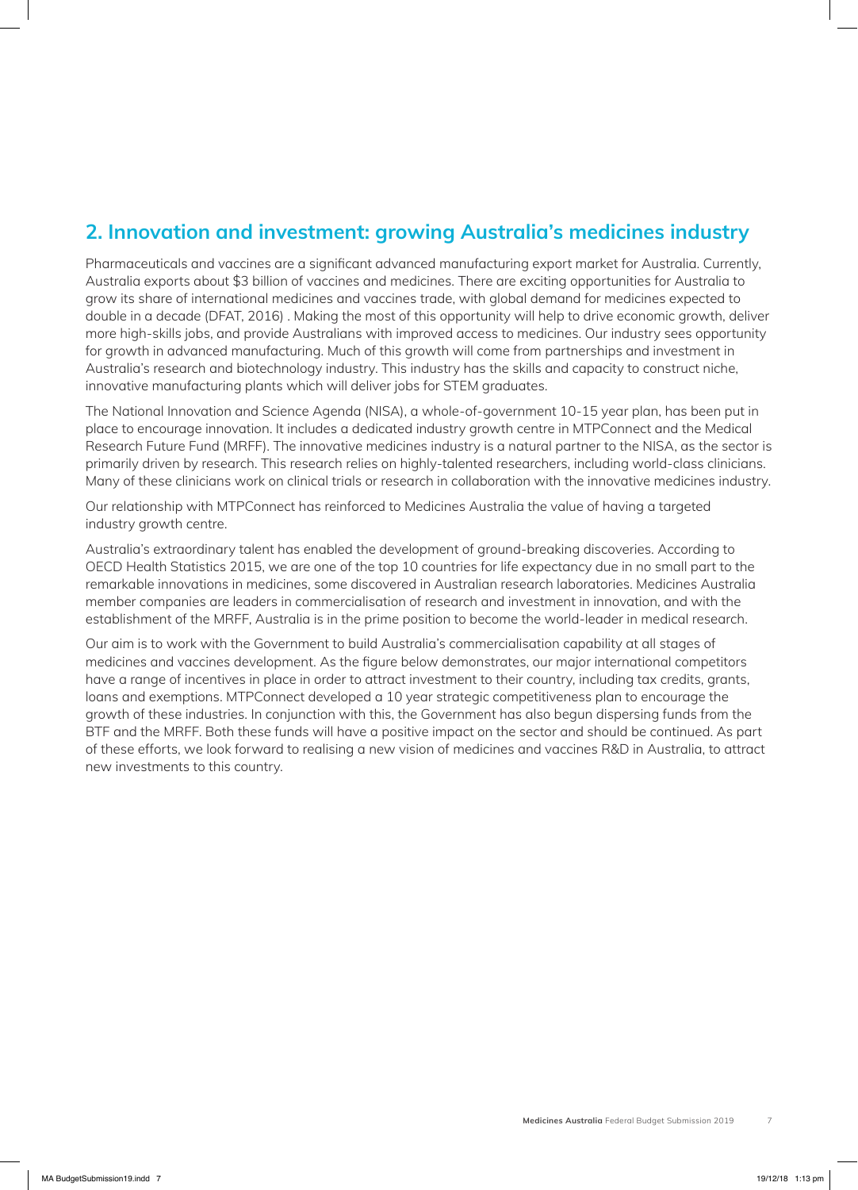## 2. Innovation and investment: growing Australia's medicines industry

Pharmaceuticals and vaccines are a significant advanced manufacturing export market for Australia. Currently, Australia exports about $3 billion of vaccines and medicines. There are exciting opportunities for Australia to grow its share of international medicines and vaccines trade, with global demand for medicines expected to double in a decade (DFAT, 2016) . Making the most of this opportunity will help to drive economic growth, deliver more high-skills jobs, and provide Australians with improved access to medicines. Our industry sees opportunity for growth in advanced manufacturing. Much of this growth will come from partnerships and investment in Australia's research and biotechnology industry. This industry has the skills and capacity to construct niche, innovative manufacturing plants which will deliver jobs for STEM graduates.

The National Innovation and Science Agenda (NISA), a whole-of-government 10-15 year plan, has been put in place to encourage innovation. It includes a dedicated industry growth centre in MTPConnect and the Medical Research Future Fund (MRFF). The innovative medicines industry is a natural partner to the NISA, as the sector is primarily driven by research. This research relies on highly-talented researchers, including world-class clinicians. Many of these clinicians work on clinical trials or research in collaboration with the innovative medicines industry.

Our relationship with MTPConnect has reinforced to Medicines Australia the value of having a targeted industry growth centre.

Australia's extraordinary talent has enabled the development of ground-breaking discoveries. According to OECD Health Statistics 2015, we are one of the top 10 countries for life expectancy due in no small part to the remarkable innovations in medicines, some discovered in Australian research laboratories. Medicines Australia member companies are leaders in commercialisation of research and investment in innovation, and with the establishment of the MRFF, Australia is in the prime position to become the world-leader in medical research.

Our aim is to work with the Government to build Australia's commercialisation capability at all stages of medicines and vaccines development. As the figure below demonstrates, our major international competitors have a range of incentives in place in order to attract investment to their country, including tax credits, grants, loans and exemptions. MTPConnect developed a 10 year strategic competitiveness plan to encourage the growth of these industries. In conjunction with this, the Government has also begun dispersing funds from the BTF and the MRFF. Both these funds will have a positive impact on the sector and should be continued. As part of these efforts, we look forward to realising a new vision of medicines and vaccines R&D in Australia, to attract new investments to this country.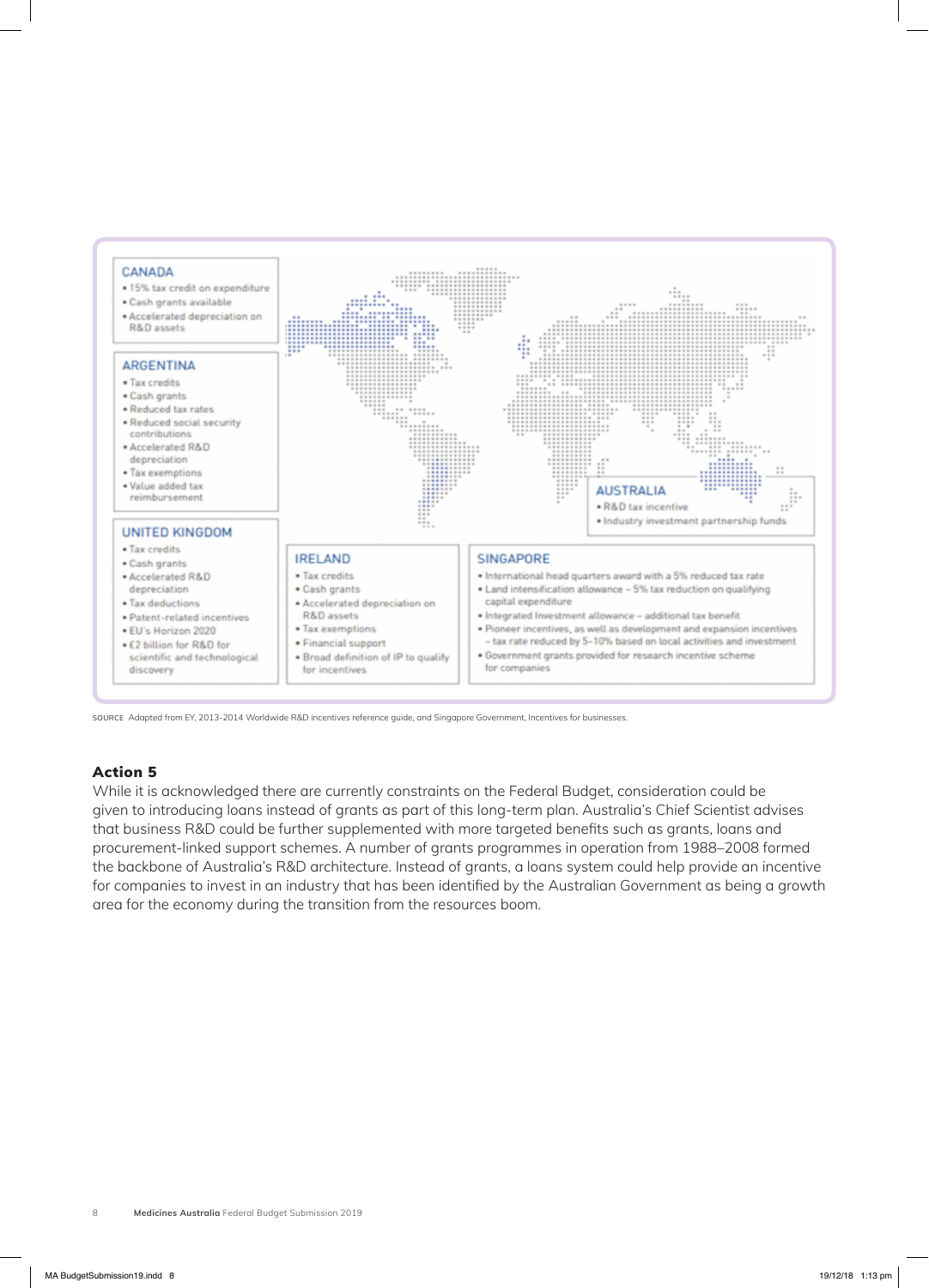### CANADA

- 15% tax credit on expenditure
- Cash grants available
- Accelerated depreciation on R&D assets

### ARGENTINA

- Tax credits
- Cash grants
- Reduced tax rates
- Reduced social security contributions
- Accelerated R&D depreciation
- Tax exemptions
- Value added tax reimbursement

### UNITED KINGDOM

- Tax credits
- Cash grants
- Accelerated R&D depreciation
- Tax deductions
- Patent-related incentives
- EU's Horizon 2020
- £2 billion for R&D for scientific and technological discovery

### AUSTRALIA

- R&D tax incentive
- Industry investment partnership funds

### IRELAND

- Tax credits
- Cash grants
- Accelerated depreciation on R&D assets
- Tax exemptions
- Financial support
- Broad definition of IP to qualify for incentives

### SINGAPORE

- International head quarters award with a 5% reduced tax rate
- Land intensification allowance – 5% tax reduction on qualifying capital expenditure
- Integrated Investment allowance – additional tax benefit
- Pioneer incentives, as well as development and expansion incentives – tax rate reduced by 5–10% based on local activities and investment
- Government grants provided for research incentive scheme for companies

SOURCE Adapted from EY, 2013-2014 Worldwide R&D incentives reference guide, and Singapore Government, Incentives for businesses.

## Action 5

While it is acknowledged there are currently constraints on the Federal Budget, consideration could be given to introducing loans instead of grants as part of this long-term plan. Australia's Chief Scientist advises that business R&D could be further supplemented with more targeted benefits such as grants, loans and procurement-linked support schemes. A number of grants programmes in operation from 1988–2008 formed the backbone of Australia's R&D architecture. Instead of grants, a loans system could help provide an incentive for companies to invest in an industry that has been identified by the Australian Government as being a growth area for the economy during the transition from the resources boom.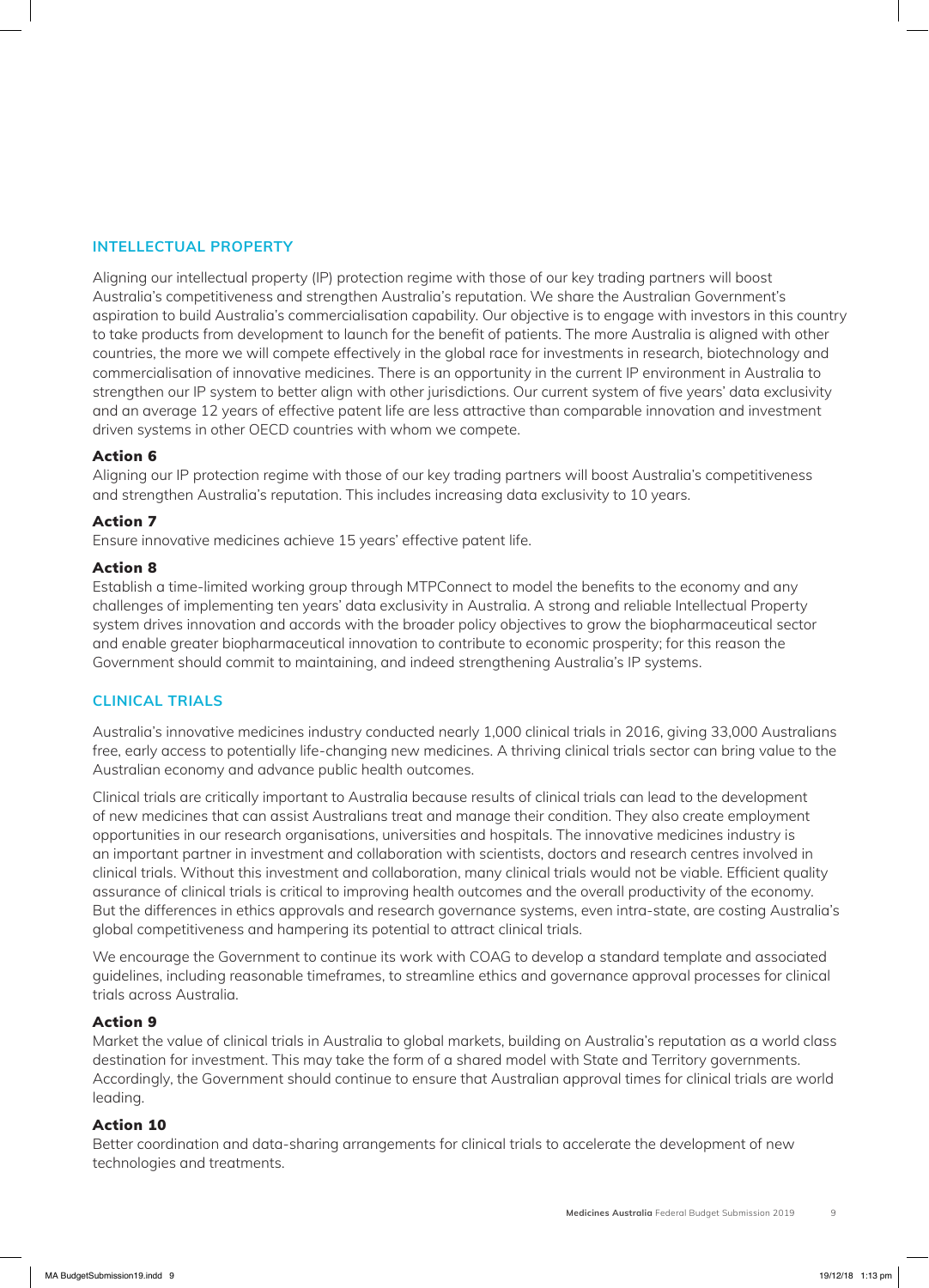## INTELLECTUAL PROPERTY

Aligning our intellectual property (IP) protection regime with those of our key trading partners will boost Australia's competitiveness and strengthen Australia's reputation. We share the Australian Government's aspiration to build Australia's commercialisation capability. Our objective is to engage with investors in this country to take products from development to launch for the benefit of patients. The more Australia is aligned with other countries, the more we will compete effectively in the global race for investments in research, biotechnology and commercialisation of innovative medicines. There is an opportunity in the current IP environment in Australia to strengthen our IP system to better align with other jurisdictions. Our current system of five years' data exclusivity and an average 12 years of effective patent life are less attractive than comparable innovation and investment driven systems in other OECD countries with whom we compete.

**Action 6**

Aligning our IP protection regime with those of our key trading partners will boost Australia's competitiveness and strengthen Australia's reputation. This includes increasing data exclusivity to 10 years.

**Action 7**

Ensure innovative medicines achieve 15 years' effective patent life.

**Action 8**

Establish a time-limited working group through MTPConnect to model the benefits to the economy and any challenges of implementing ten years' data exclusivity in Australia. A strong and reliable Intellectual Property system drives innovation and accords with the broader policy objectives to grow the biopharmaceutical sector and enable greater biopharmaceutical innovation to contribute to economic prosperity; for this reason the Government should commit to maintaining, and indeed strengthening Australia's IP systems.

## CLINICAL TRIALS

Australia's innovative medicines industry conducted nearly 1,000 clinical trials in 2016, giving 33,000 Australians free, early access to potentially life-changing new medicines. A thriving clinical trials sector can bring value to the Australian economy and advance public health outcomes.

Clinical trials are critically important to Australia because results of clinical trials can lead to the development of new medicines that can assist Australians treat and manage their condition. They also create employment opportunities in our research organisations, universities and hospitals. The innovative medicines industry is an important partner in investment and collaboration with scientists, doctors and research centres involved in clinical trials. Without this investment and collaboration, many clinical trials would not be viable. Efficient quality assurance of clinical trials is critical to improving health outcomes and the overall productivity of the economy. But the differences in ethics approvals and research governance systems, even intra-state, are costing Australia's global competitiveness and hampering its potential to attract clinical trials.

We encourage the Government to continue its work with COAG to develop a standard template and associated guidelines, including reasonable timeframes, to streamline ethics and governance approval processes for clinical trials across Australia.

**Action 9**

Market the value of clinical trials in Australia to global markets, building on Australia's reputation as a world class destination for investment. This may take the form of a shared model with State and Territory governments. Accordingly, the Government should continue to ensure that Australian approval times for clinical trials are world leading.

**Action 10**

Better coordination and data-sharing arrangements for clinical trials to accelerate the development of new technologies and treatments.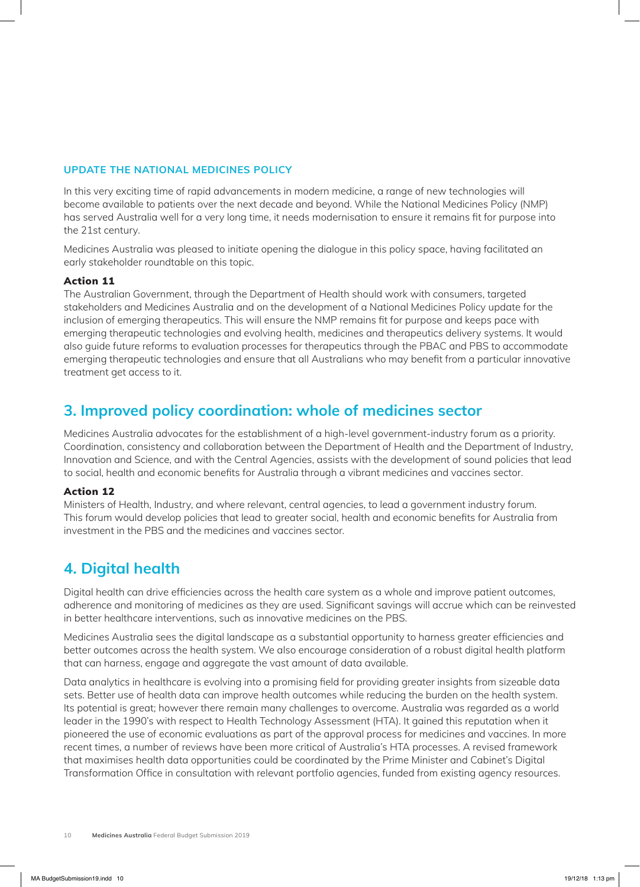### UPDATE THE NATIONAL MEDICINES POLICY

In this very exciting time of rapid advancements in modern medicine, a range of new technologies will become available to patients over the next decade and beyond. While the National Medicines Policy (NMP) has served Australia well for a very long time, it needs modernisation to ensure it remains fit for purpose into the 21st century.

Medicines Australia was pleased to initiate opening the dialogue in this policy space, having facilitated an early stakeholder roundtable on this topic.

**Action 11**

The Australian Government, through the Department of Health should work with consumers, targeted stakeholders and Medicines Australia and on the development of a National Medicines Policy update for the inclusion of emerging therapeutics. This will ensure the NMP remains fit for purpose and keeps pace with emerging therapeutic technologies and evolving health, medicines and therapeutics delivery systems. It would also guide future reforms to evaluation processes for therapeutics through the PBAC and PBS to accommodate emerging therapeutic technologies and ensure that all Australians who may benefit from a particular innovative treatment get access to it.

## 3. Improved policy coordination: whole of medicines sector

Medicines Australia advocates for the establishment of a high-level government-industry forum as a priority. Coordination, consistency and collaboration between the Department of Health and the Department of Industry, Innovation and Science, and with the Central Agencies, assists with the development of sound policies that lead to social, health and economic benefits for Australia through a vibrant medicines and vaccines sector.

**Action 12**

Ministers of Health, Industry, and where relevant, central agencies, to lead a government industry forum. This forum would develop policies that lead to greater social, health and economic benefits for Australia from investment in the PBS and the medicines and vaccines sector.

## 4. Digital health

Digital health can drive efficiencies across the health care system as a whole and improve patient outcomes, adherence and monitoring of medicines as they are used. Significant savings will accrue which can be reinvested in better healthcare interventions, such as innovative medicines on the PBS.

Medicines Australia sees the digital landscape as a substantial opportunity to harness greater efficiencies and better outcomes across the health system. We also encourage consideration of a robust digital health platform that can harness, engage and aggregate the vast amount of data available.

Data analytics in healthcare is evolving into a promising field for providing greater insights from sizeable data sets. Better use of health data can improve health outcomes while reducing the burden on the health system. Its potential is great; however there remain many challenges to overcome. Australia was regarded as a world leader in the 1990's with respect to Health Technology Assessment (HTA). It gained this reputation when it pioneered the use of economic evaluations as part of the approval process for medicines and vaccines. In more recent times, a number of reviews have been more critical of Australia's HTA processes. A revised framework that maximises health data opportunities could be coordinated by the Prime Minister and Cabinet's Digital Transformation Office in consultation with relevant portfolio agencies, funded from existing agency resources.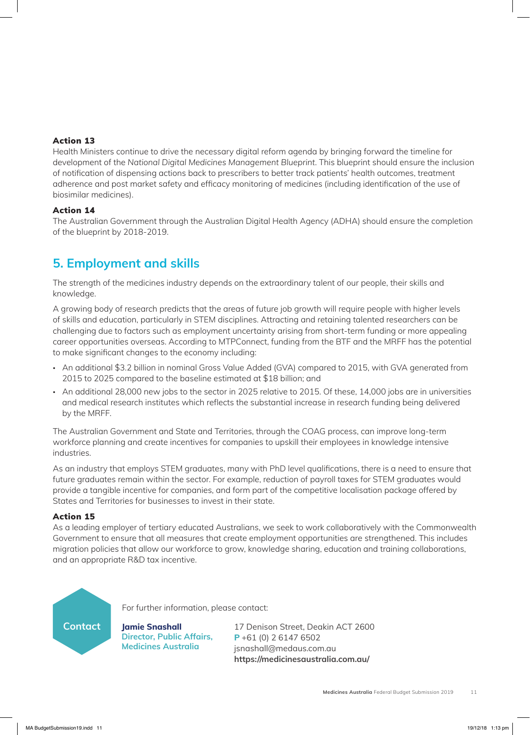**Action 13**

Health Ministers continue to drive the necessary digital reform agenda by bringing forward the timeline for development of the *National Digital Medicines Management Blueprint*. This blueprint should ensure the inclusion of notification of dispensing actions back to prescribers to better track patients' health outcomes, treatment adherence and post market safety and efficacy monitoring of medicines (including identification of the use of biosimilar medicines).

**Action 14**

The Australian Government through the Australian Digital Health Agency (ADHA) should ensure the completion of the blueprint by 2018-2019.

## 5. Employment and skills

The strength of the medicines industry depends on the extraordinary talent of our people, their skills and knowledge.

A growing body of research predicts that the areas of future job growth will require people with higher levels of skills and education, particularly in STEM disciplines. Attracting and retaining talented researchers can be challenging due to factors such as employment uncertainty arising from short-term funding or more appealing career opportunities overseas. According to MTPConnect, funding from the BTF and the MRFF has the potential to make significant changes to the economy including:

- An additional $3.2 billion in nominal Gross Value Added (GVA) compared to 2015, with GVA generated from 2015 to 2025 compared to the baseline estimated at $18 billion; and
- An additional 28,000 new jobs to the sector in 2025 relative to 2015. Of these, 14,000 jobs are in universities and medical research institutes which reflects the substantial increase in research funding being delivered by the MRFF.

The Australian Government and State and Territories, through the COAG process, can improve long-term workforce planning and create incentives for companies to upskill their employees in knowledge intensive industries.

As an industry that employs STEM graduates, many with PhD level qualifications, there is a need to ensure that future graduates remain within the sector. For example, reduction of payroll taxes for STEM graduates would provide a tangible incentive for companies, and form part of the competitive localisation package offered by States and Territories for businesses to invest in their state.

**Action 15**

As a leading employer of tertiary educated Australians, we seek to work collaboratively with the Commonwealth Government to ensure that all measures that create employment opportunities are strengthened. This includes migration policies that allow our workforce to grow, knowledge sharing, education and training collaborations, and an appropriate R&D tax incentive.

**Contact**

For further information, please contact:

**Jamie Snashall**
**Director, Public Affairs, Medicines Australia**

17 Denison Street, Deakin ACT 2600
**P** +61 (0) 2 6147 6502
jsnashall@medaus.com.au
**https://medicinesaustralia.com.au/**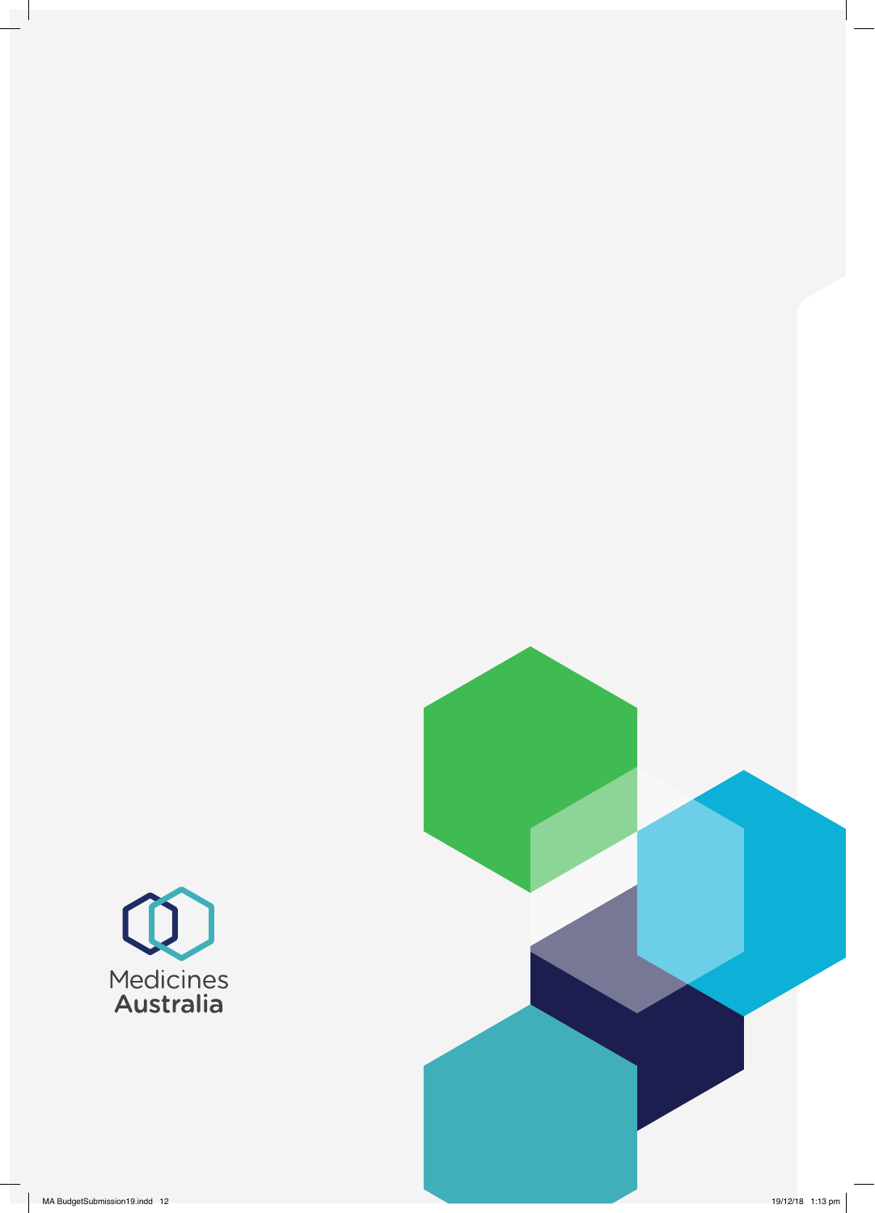Medicines Australia